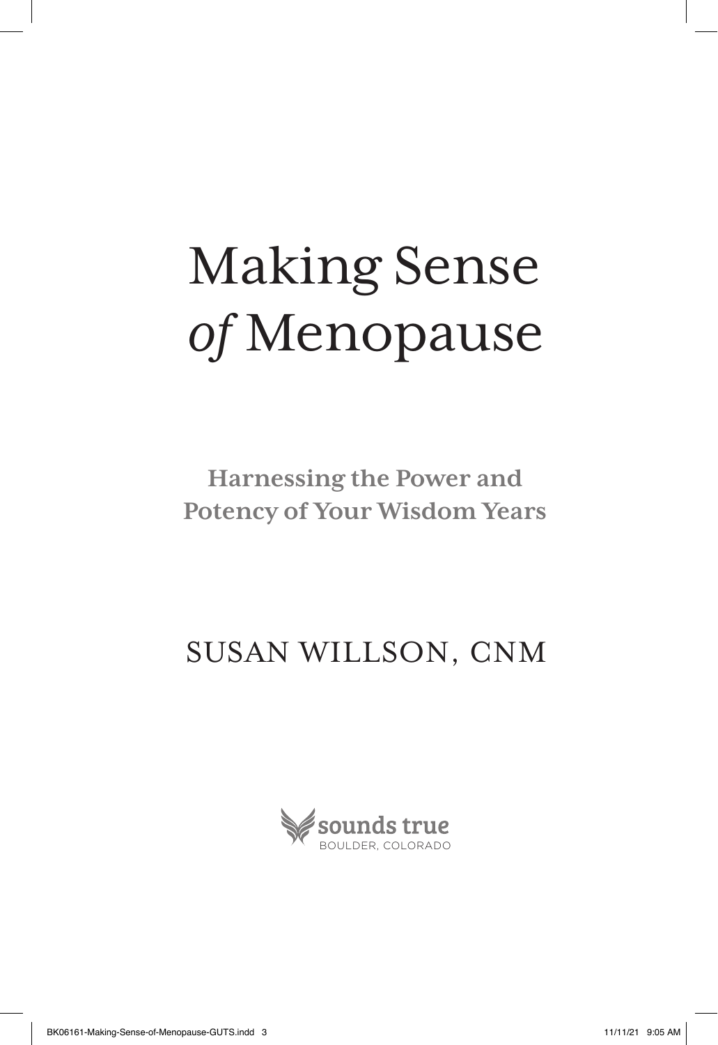# Making Sense *of* Menopause

## Harnessing the Power and Potency of Your Wisdom Years

SUSAN WILLSON, CNM

sounds true
BOULDER, COLORADO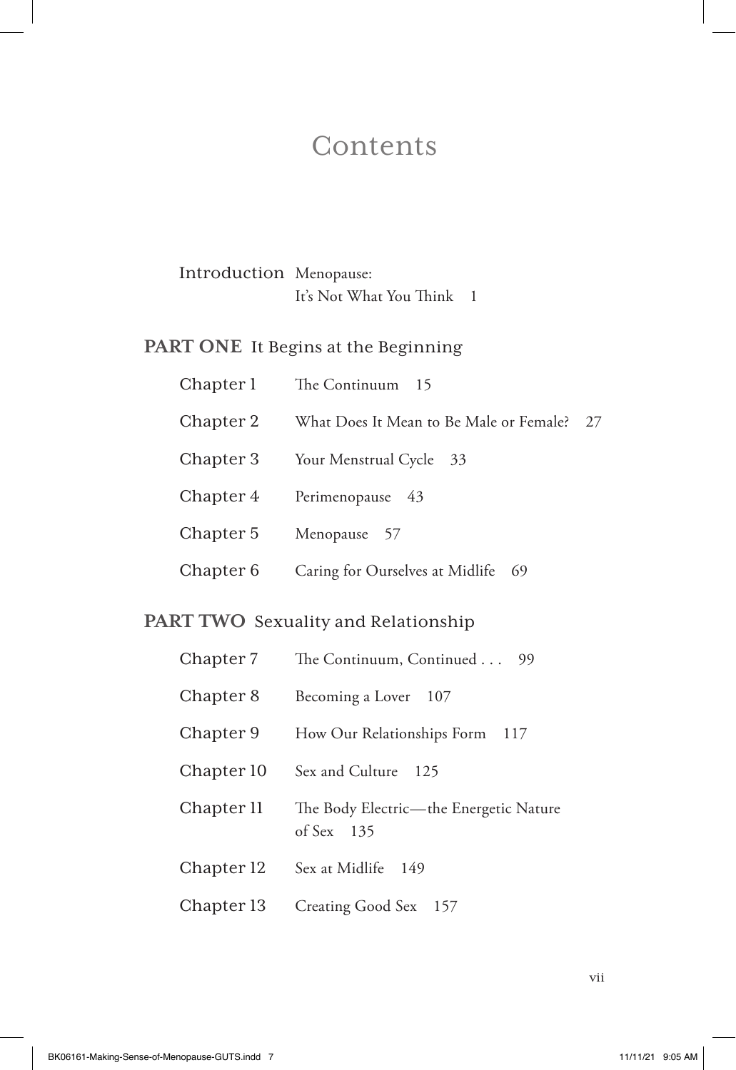# Contents

Introduction Menopause: It's Not What You Think 1

## PART ONE It Begins at the Beginning

Chapter 1 The Continuum 15

Chapter 2 What Does It Mean to Be Male or Female? 27

Chapter 3 Your Menstrual Cycle 33

Chapter 4 Perimenopause 43

Chapter 5 Menopause 57

Chapter 6 Caring for Ourselves at Midlife 69

## PART TWO Sexuality and Relationship

Chapter 7 The Continuum, Continued . . . 99

Chapter 8 Becoming a Lover 107

Chapter 9 How Our Relationships Form 117

Chapter 10 Sex and Culture 125

Chapter 11 The Body Electric—the Energetic Nature of Sex 135

Chapter 12 Sex at Midlife 149

Chapter 13 Creating Good Sex 157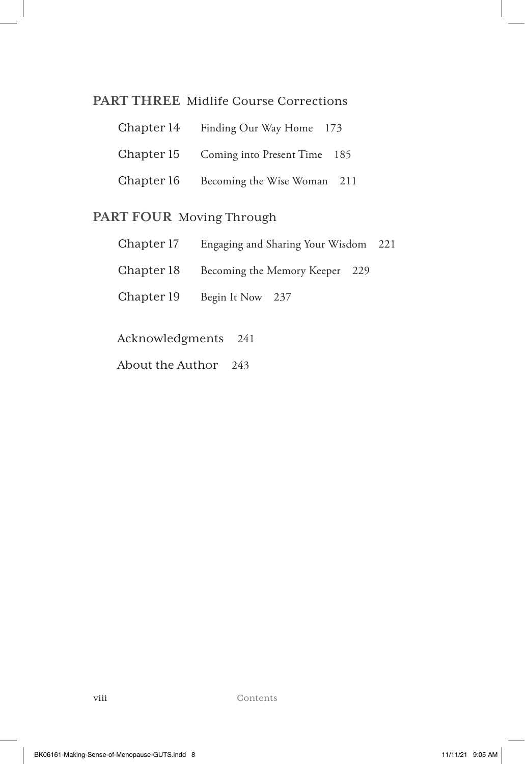## PART THREE Midlife Course Corrections

Chapter 14 Finding Our Way Home 173

Chapter 15 Coming into Present Time 185

Chapter 16 Becoming the Wise Woman 211

## PART FOUR Moving Through

Chapter 17 Engaging and Sharing Your Wisdom 221

Chapter 18 Becoming the Memory Keeper 229

Chapter 19 Begin It Now 237

Acknowledgments 241

About the Author 243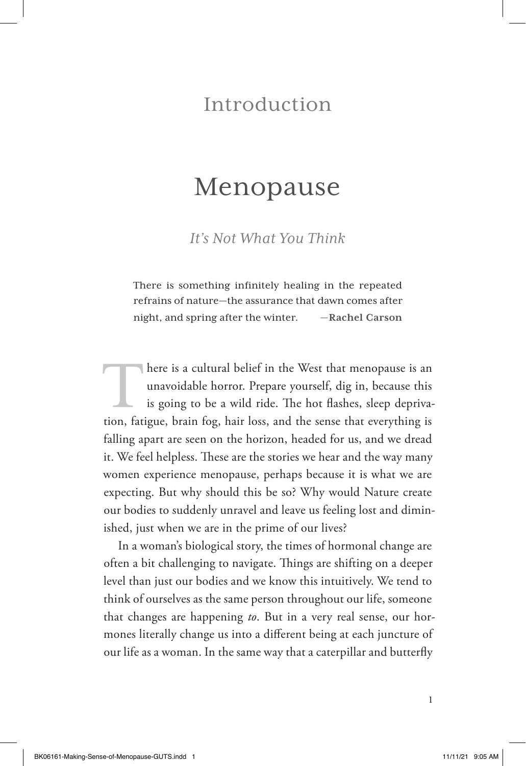# Introduction

# Menopause

## *It's Not What You Think*

> There is something infinitely healing in the repeated refrains of nature—the assurance that dawn comes after night, and spring after the winter. —**Rachel Carson**

There is a cultural belief in the West that menopause is an unavoidable horror. Prepare yourself, dig in, because this is going to be a wild ride. The hot flashes, sleep deprivation, fatigue, brain fog, hair loss, and the sense that everything is falling apart are seen on the horizon, headed for us, and we dread it. We feel helpless. These are the stories we hear and the way many women experience menopause, perhaps because it is what we are expecting. But why should this be so? Why would Nature create our bodies to suddenly unravel and leave us feeling lost and diminished, just when we are in the prime of our lives?

In a woman's biological story, the times of hormonal change are often a bit challenging to navigate. Things are shifting on a deeper level than just our bodies and we know this intuitively. We tend to think of ourselves as the same person throughout our life, someone that changes are happening *to*. But in a very real sense, our hormones literally change us into a different being at each juncture of our life as a woman. In the same way that a caterpillar and butterfly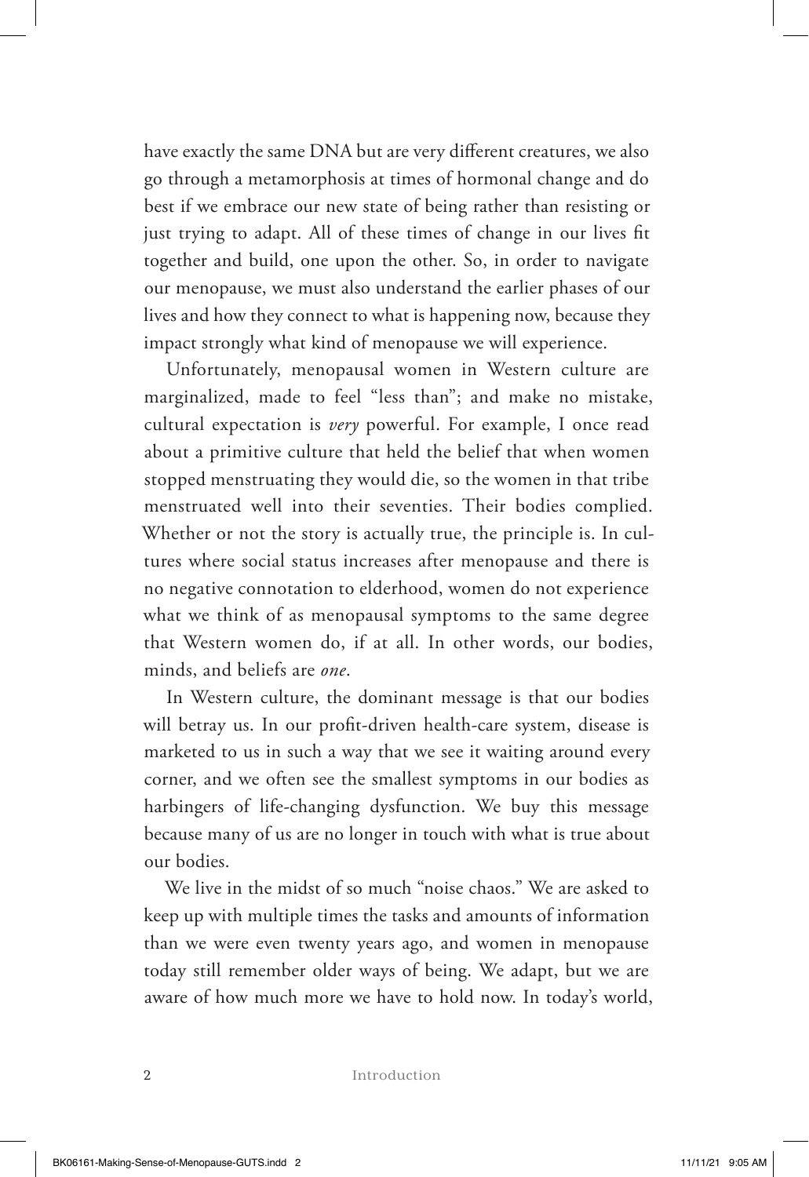have exactly the same DNA but are very different creatures, we also go through a metamorphosis at times of hormonal change and do best if we embrace our new state of being rather than resisting or just trying to adapt. All of these times of change in our lives fit together and build, one upon the other. So, in order to navigate our menopause, we must also understand the earlier phases of our lives and how they connect to what is happening now, because they impact strongly what kind of menopause we will experience.

Unfortunately, menopausal women in Western culture are marginalized, made to feel "less than"; and make no mistake, cultural expectation is *very* powerful. For example, I once read about a primitive culture that held the belief that when women stopped menstruating they would die, so the women in that tribe menstruated well into their seventies. Their bodies complied. Whether or not the story is actually true, the principle is. In cultures where social status increases after menopause and there is no negative connotation to elderhood, women do not experience what we think of as menopausal symptoms to the same degree that Western women do, if at all. In other words, our bodies, minds, and beliefs are *one*.

In Western culture, the dominant message is that our bodies will betray us. In our profit-driven health-care system, disease is marketed to us in such a way that we see it waiting around every corner, and we often see the smallest symptoms in our bodies as harbingers of life-changing dysfunction. We buy this message because many of us are no longer in touch with what is true about our bodies.

We live in the midst of so much "noise chaos." We are asked to keep up with multiple times the tasks and amounts of information than we were even twenty years ago, and women in menopause today still remember older ways of being. We adapt, but we are aware of how much more we have to hold now. In today's world,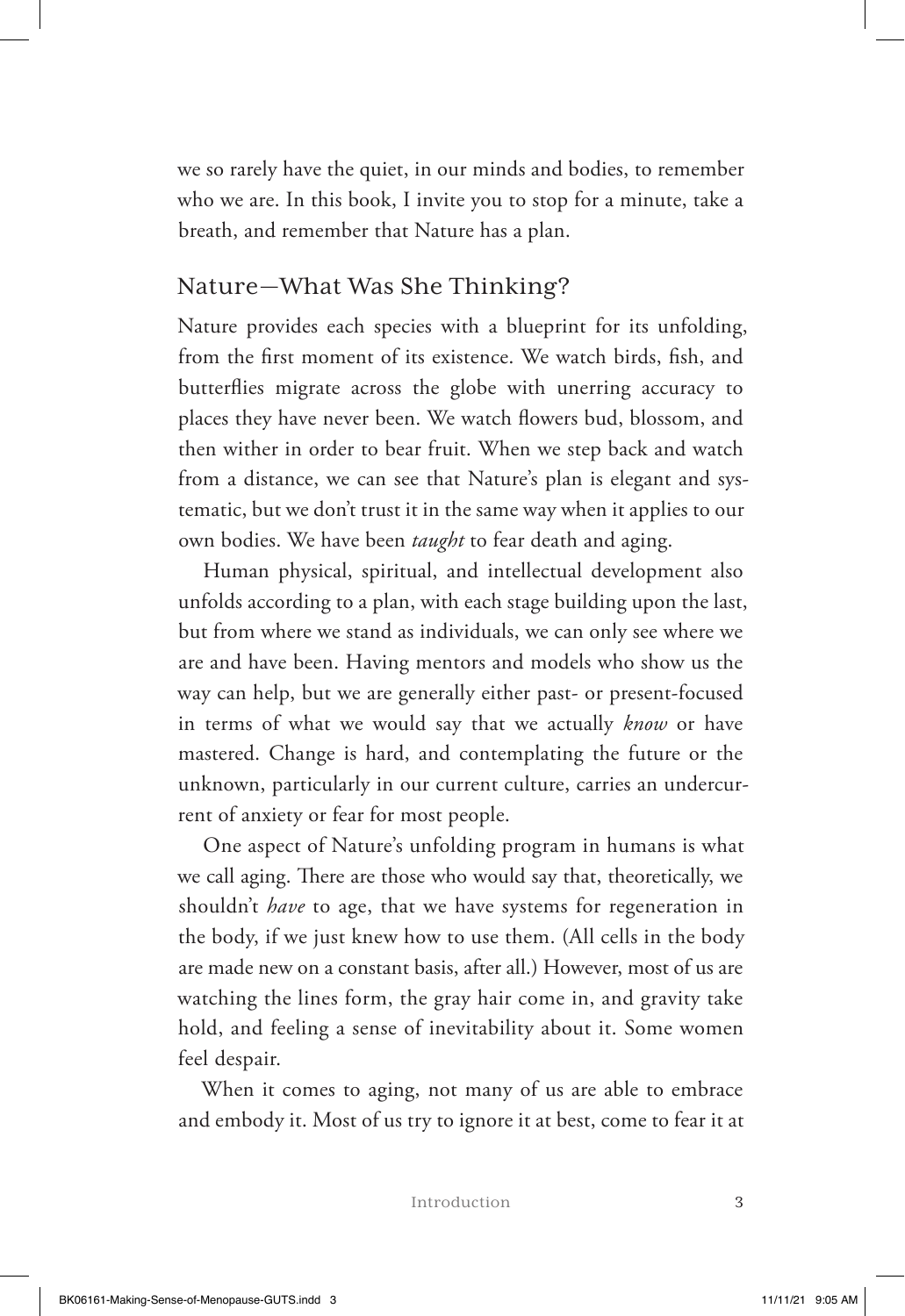we so rarely have the quiet, in our minds and bodies, to remember who we are. In this book, I invite you to stop for a minute, take a breath, and remember that Nature has a plan.

## Nature—What Was She Thinking?

Nature provides each species with a blueprint for its unfolding, from the first moment of its existence. We watch birds, fish, and butterflies migrate across the globe with unerring accuracy to places they have never been. We watch flowers bud, blossom, and then wither in order to bear fruit. When we step back and watch from a distance, we can see that Nature's plan is elegant and systematic, but we don't trust it in the same way when it applies to our own bodies. We have been *taught* to fear death and aging.

Human physical, spiritual, and intellectual development also unfolds according to a plan, with each stage building upon the last, but from where we stand as individuals, we can only see where we are and have been. Having mentors and models who show us the way can help, but we are generally either past- or present-focused in terms of what we would say that we actually *know* or have mastered. Change is hard, and contemplating the future or the unknown, particularly in our current culture, carries an undercurrent of anxiety or fear for most people.

One aspect of Nature's unfolding program in humans is what we call aging. There are those who would say that, theoretically, we shouldn't *have* to age, that we have systems for regeneration in the body, if we just knew how to use them. (All cells in the body are made new on a constant basis, after all.) However, most of us are watching the lines form, the gray hair come in, and gravity take hold, and feeling a sense of inevitability about it. Some women feel despair.

When it comes to aging, not many of us are able to embrace and embody it. Most of us try to ignore it at best, come to fear it at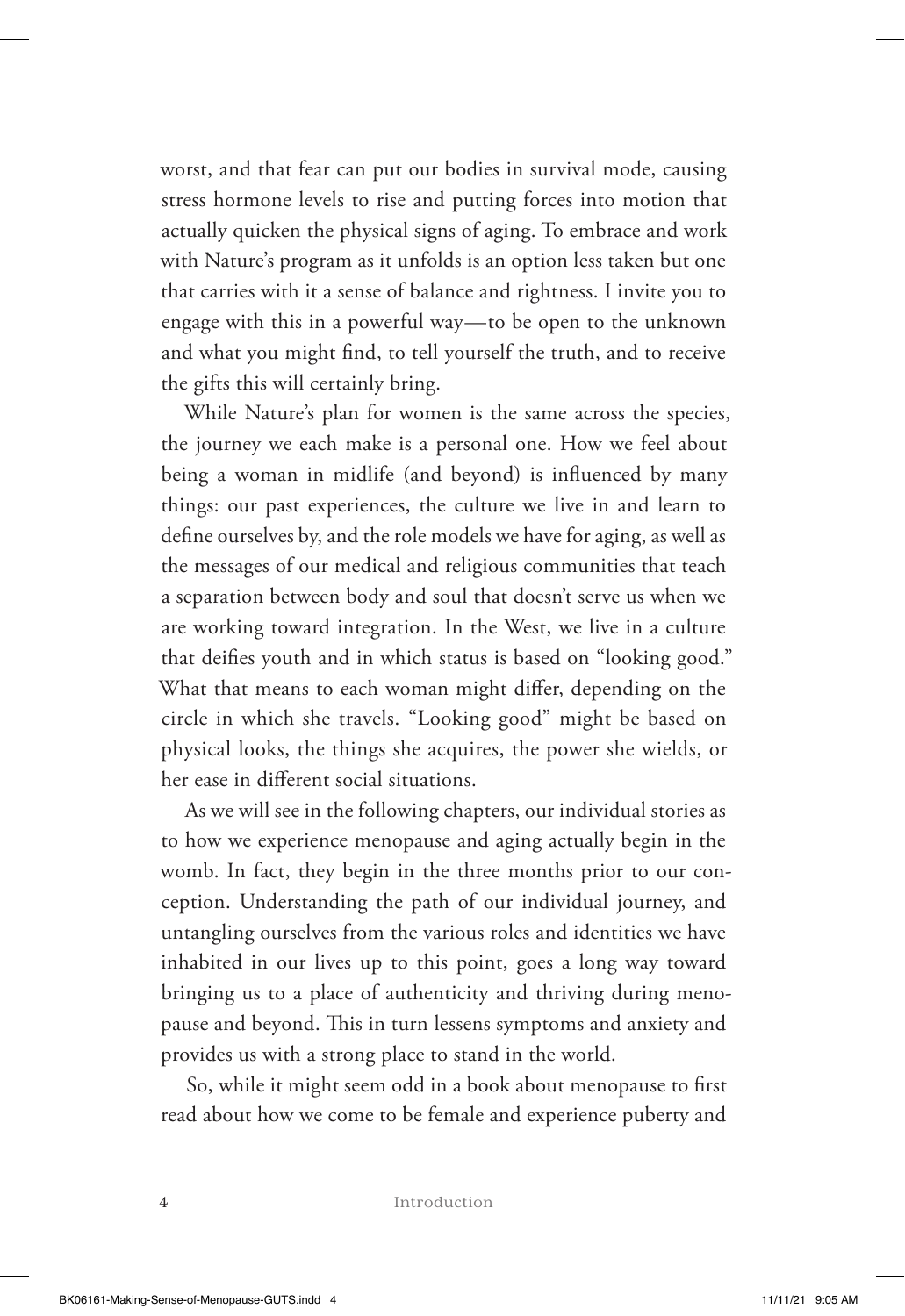worst, and that fear can put our bodies in survival mode, causing stress hormone levels to rise and putting forces into motion that actually quicken the physical signs of aging. To embrace and work with Nature's program as it unfolds is an option less taken but one that carries with it a sense of balance and rightness. I invite you to engage with this in a powerful way—to be open to the unknown and what you might find, to tell yourself the truth, and to receive the gifts this will certainly bring.

While Nature's plan for women is the same across the species, the journey we each make is a personal one. How we feel about being a woman in midlife (and beyond) is influenced by many things: our past experiences, the culture we live in and learn to define ourselves by, and the role models we have for aging, as well as the messages of our medical and religious communities that teach a separation between body and soul that doesn't serve us when we are working toward integration. In the West, we live in a culture that deifies youth and in which status is based on "looking good." What that means to each woman might differ, depending on the circle in which she travels. "Looking good" might be based on physical looks, the things she acquires, the power she wields, or her ease in different social situations.

As we will see in the following chapters, our individual stories as to how we experience menopause and aging actually begin in the womb. In fact, they begin in the three months prior to our conception. Understanding the path of our individual journey, and untangling ourselves from the various roles and identities we have inhabited in our lives up to this point, goes a long way toward bringing us to a place of authenticity and thriving during menopause and beyond. This in turn lessens symptoms and anxiety and provides us with a strong place to stand in the world.

So, while it might seem odd in a book about menopause to first read about how we come to be female and experience puberty and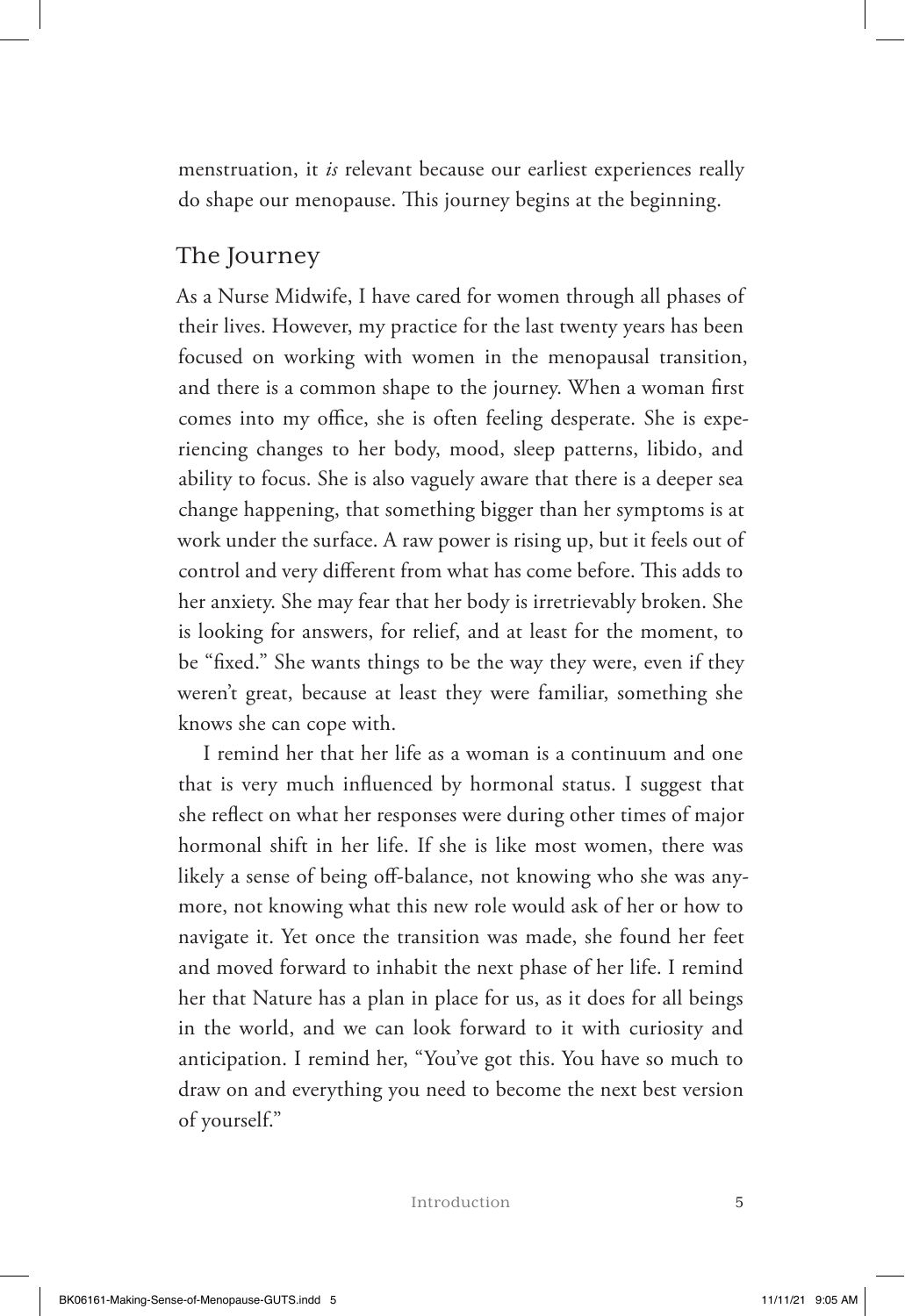menstruation, it *is* relevant because our earliest experiences really do shape our menopause. This journey begins at the beginning.

## The Journey

As a Nurse Midwife, I have cared for women through all phases of their lives. However, my practice for the last twenty years has been focused on working with women in the menopausal transition, and there is a common shape to the journey. When a woman first comes into my office, she is often feeling desperate. She is experiencing changes to her body, mood, sleep patterns, libido, and ability to focus. She is also vaguely aware that there is a deeper sea change happening, that something bigger than her symptoms is at work under the surface. A raw power is rising up, but it feels out of control and very different from what has come before. This adds to her anxiety. She may fear that her body is irretrievably broken. She is looking for answers, for relief, and at least for the moment, to be "fixed." She wants things to be the way they were, even if they weren't great, because at least they were familiar, something she knows she can cope with.

I remind her that her life as a woman is a continuum and one that is very much influenced by hormonal status. I suggest that she reflect on what her responses were during other times of major hormonal shift in her life. If she is like most women, there was likely a sense of being off-balance, not knowing who she was anymore, not knowing what this new role would ask of her or how to navigate it. Yet once the transition was made, she found her feet and moved forward to inhabit the next phase of her life. I remind her that Nature has a plan in place for us, as it does for all beings in the world, and we can look forward to it with curiosity and anticipation. I remind her, "You've got this. You have so much to draw on and everything you need to become the next best version of yourself."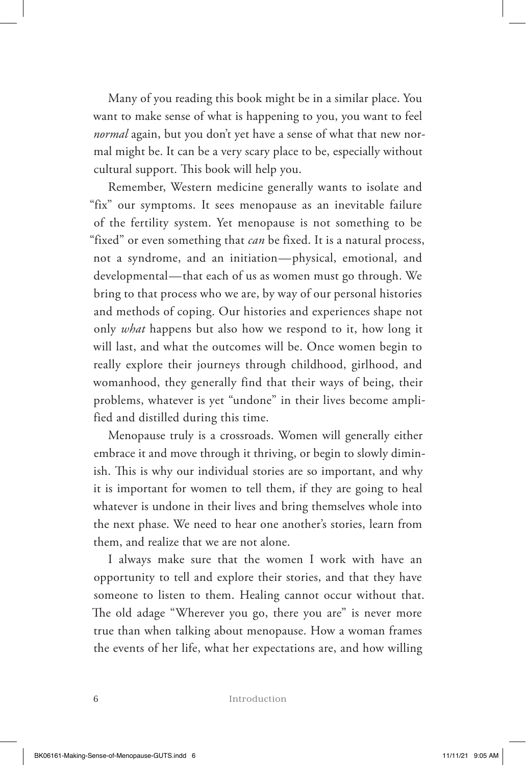Many of you reading this book might be in a similar place. You want to make sense of what is happening to you, you want to feel *normal* again, but you don't yet have a sense of what that new normal might be. It can be a very scary place to be, especially without cultural support. This book will help you.

Remember, Western medicine generally wants to isolate and "fix" our symptoms. It sees menopause as an inevitable failure of the fertility system. Yet menopause is not something to be "fixed" or even something that *can* be fixed. It is a natural process, not a syndrome, and an initiation—physical, emotional, and developmental—that each of us as women must go through. We bring to that process who we are, by way of our personal histories and methods of coping. Our histories and experiences shape not only *what* happens but also how we respond to it, how long it will last, and what the outcomes will be. Once women begin to really explore their journeys through childhood, girlhood, and womanhood, they generally find that their ways of being, their problems, whatever is yet "undone" in their lives become amplified and distilled during this time.

Menopause truly is a crossroads. Women will generally either embrace it and move through it thriving, or begin to slowly diminish. This is why our individual stories are so important, and why it is important for women to tell them, if they are going to heal whatever is undone in their lives and bring themselves whole into the next phase. We need to hear one another's stories, learn from them, and realize that we are not alone.

I always make sure that the women I work with have an opportunity to tell and explore their stories, and that they have someone to listen to them. Healing cannot occur without that. The old adage "Wherever you go, there you are" is never more true than when talking about menopause. How a woman frames the events of her life, what her expectations are, and how willing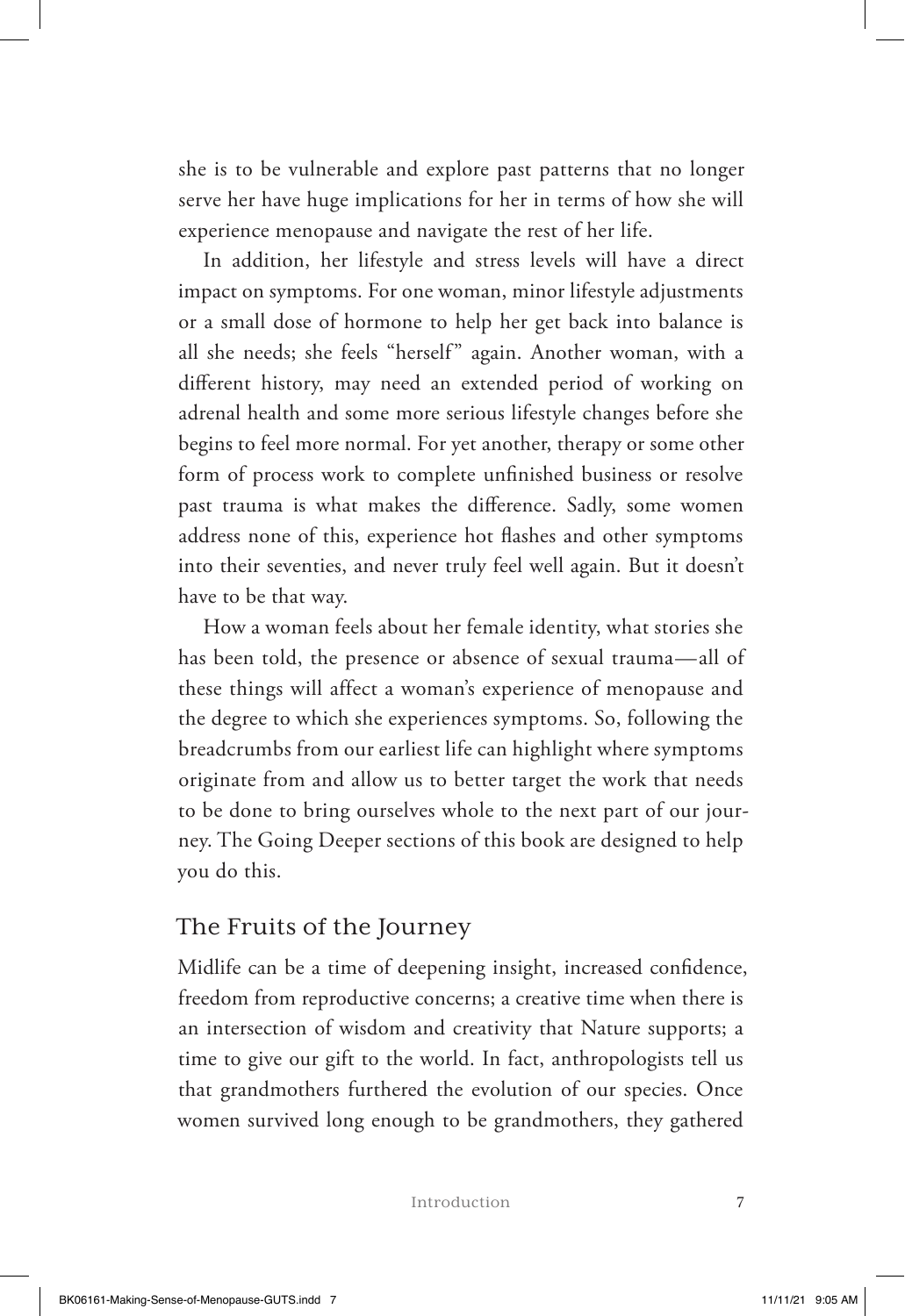she is to be vulnerable and explore past patterns that no longer serve her have huge implications for her in terms of how she will experience menopause and navigate the rest of her life.

In addition, her lifestyle and stress levels will have a direct impact on symptoms. For one woman, minor lifestyle adjustments or a small dose of hormone to help her get back into balance is all she needs; she feels "herself" again. Another woman, with a different history, may need an extended period of working on adrenal health and some more serious lifestyle changes before she begins to feel more normal. For yet another, therapy or some other form of process work to complete unfinished business or resolve past trauma is what makes the difference. Sadly, some women address none of this, experience hot flashes and other symptoms into their seventies, and never truly feel well again. But it doesn't have to be that way.

How a woman feels about her female identity, what stories she has been told, the presence or absence of sexual trauma—all of these things will affect a woman's experience of menopause and the degree to which she experiences symptoms. So, following the breadcrumbs from our earliest life can highlight where symptoms originate from and allow us to better target the work that needs to be done to bring ourselves whole to the next part of our journey. The Going Deeper sections of this book are designed to help you do this.

## The Fruits of the Journey

Midlife can be a time of deepening insight, increased confidence, freedom from reproductive concerns; a creative time when there is an intersection of wisdom and creativity that Nature supports; a time to give our gift to the world. In fact, anthropologists tell us that grandmothers furthered the evolution of our species. Once women survived long enough to be grandmothers, they gathered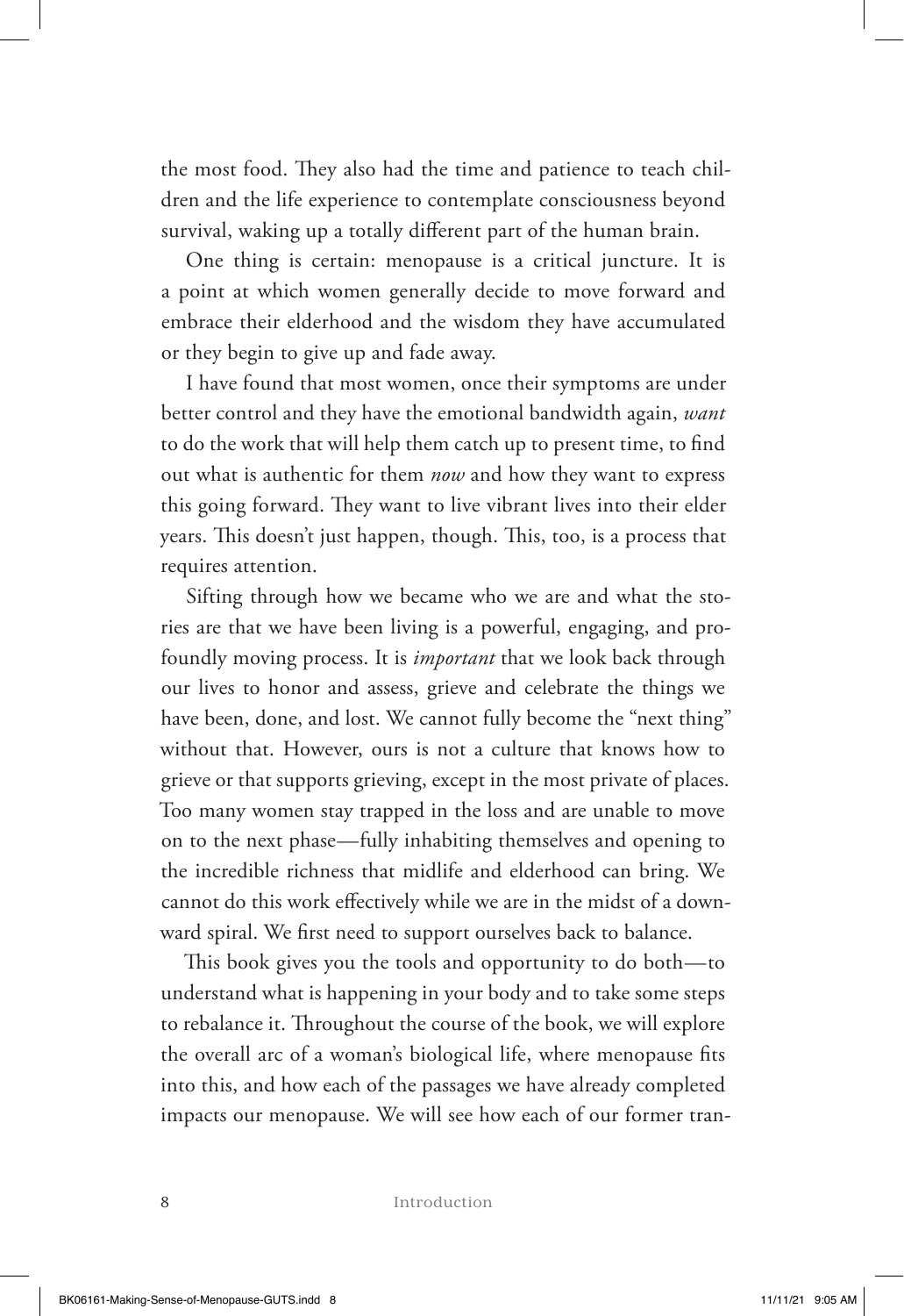the most food. They also had the time and patience to teach children and the life experience to contemplate consciousness beyond survival, waking up a totally different part of the human brain.

One thing is certain: menopause is a critical juncture. It is a point at which women generally decide to move forward and embrace their elderhood and the wisdom they have accumulated or they begin to give up and fade away.

I have found that most women, once their symptoms are under better control and they have the emotional bandwidth again, *want* to do the work that will help them catch up to present time, to find out what is authentic for them *now* and how they want to express this going forward. They want to live vibrant lives into their elder years. This doesn't just happen, though. This, too, is a process that requires attention.

Sifting through how we became who we are and what the stories are that we have been living is a powerful, engaging, and profoundly moving process. It is *important* that we look back through our lives to honor and assess, grieve and celebrate the things we have been, done, and lost. We cannot fully become the "next thing" without that. However, ours is not a culture that knows how to grieve or that supports grieving, except in the most private of places. Too many women stay trapped in the loss and are unable to move on to the next phase—fully inhabiting themselves and opening to the incredible richness that midlife and elderhood can bring. We cannot do this work effectively while we are in the midst of a downward spiral. We first need to support ourselves back to balance.

This book gives you the tools and opportunity to do both—to understand what is happening in your body and to take some steps to rebalance it. Throughout the course of the book, we will explore the overall arc of a woman's biological life, where menopause fits into this, and how each of the passages we have already completed impacts our menopause. We will see how each of our former tran-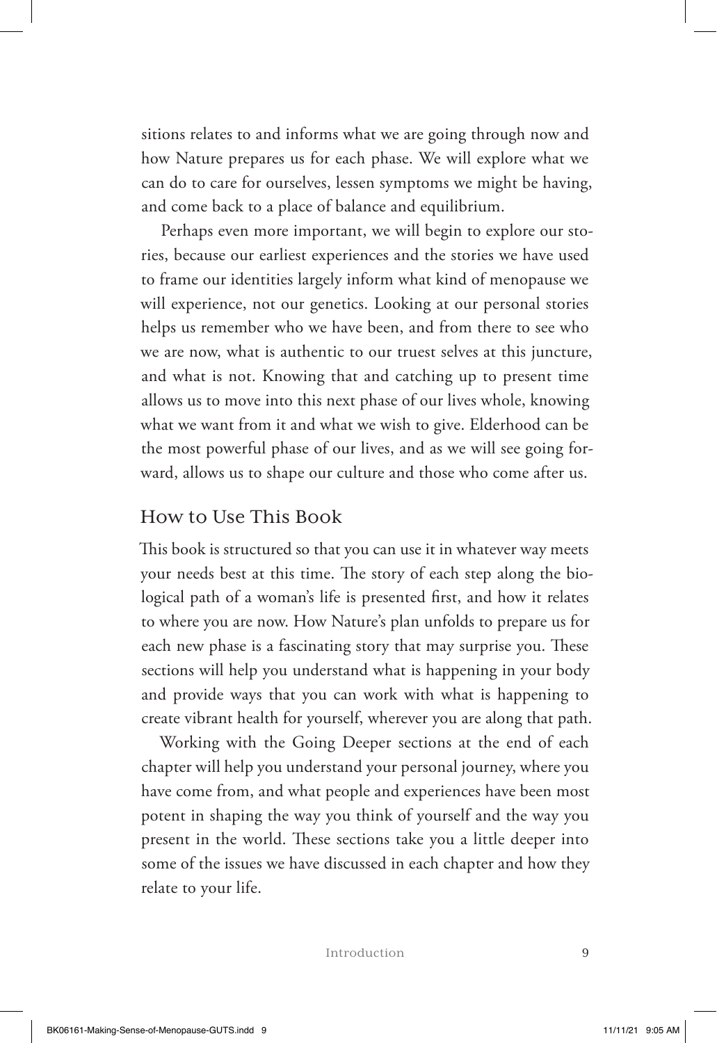sitions relates to and informs what we are going through now and how Nature prepares us for each phase. We will explore what we can do to care for ourselves, lessen symptoms we might be having, and come back to a place of balance and equilibrium.

Perhaps even more important, we will begin to explore our stories, because our earliest experiences and the stories we have used to frame our identities largely inform what kind of menopause we will experience, not our genetics. Looking at our personal stories helps us remember who we have been, and from there to see who we are now, what is authentic to our truest selves at this juncture, and what is not. Knowing that and catching up to present time allows us to move into this next phase of our lives whole, knowing what we want from it and what we wish to give. Elderhood can be the most powerful phase of our lives, and as we will see going forward, allows us to shape our culture and those who come after us.

## How to Use This Book

This book is structured so that you can use it in whatever way meets your needs best at this time. The story of each step along the biological path of a woman's life is presented first, and how it relates to where you are now. How Nature's plan unfolds to prepare us for each new phase is a fascinating story that may surprise you. These sections will help you understand what is happening in your body and provide ways that you can work with what is happening to create vibrant health for yourself, wherever you are along that path.

Working with the Going Deeper sections at the end of each chapter will help you understand your personal journey, where you have come from, and what people and experiences have been most potent in shaping the way you think of yourself and the way you present in the world. These sections take you a little deeper into some of the issues we have discussed in each chapter and how they relate to your life.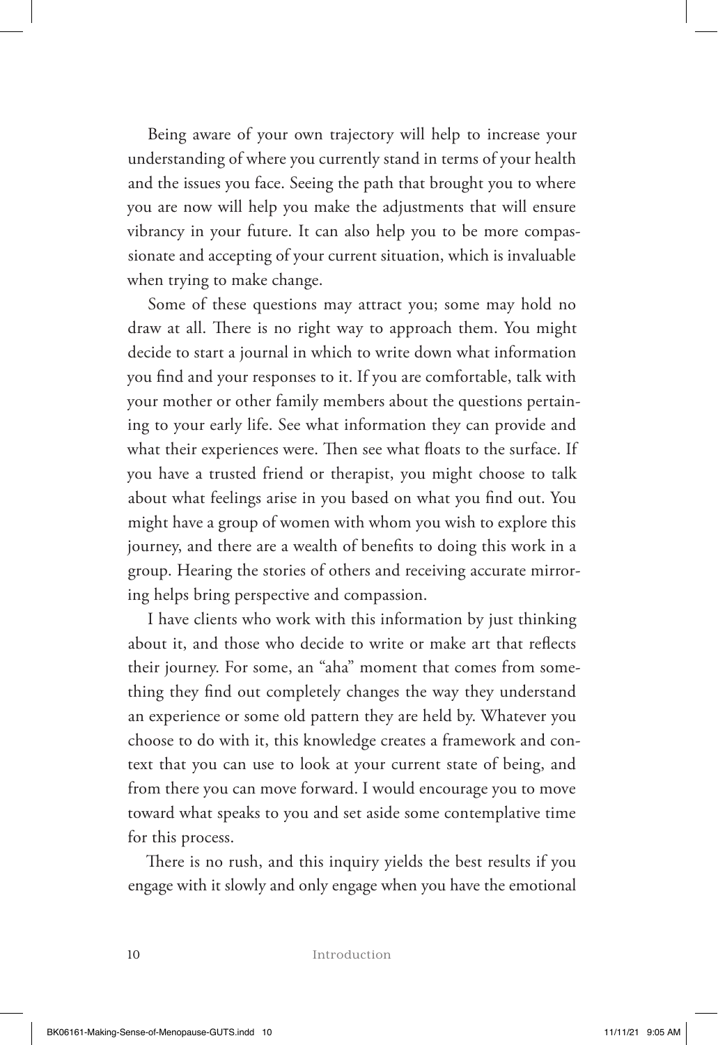Being aware of your own trajectory will help to increase your understanding of where you currently stand in terms of your health and the issues you face. Seeing the path that brought you to where you are now will help you make the adjustments that will ensure vibrancy in your future. It can also help you to be more compassionate and accepting of your current situation, which is invaluable when trying to make change.

Some of these questions may attract you; some may hold no draw at all. There is no right way to approach them. You might decide to start a journal in which to write down what information you find and your responses to it. If you are comfortable, talk with your mother or other family members about the questions pertaining to your early life. See what information they can provide and what their experiences were. Then see what floats to the surface. If you have a trusted friend or therapist, you might choose to talk about what feelings arise in you based on what you find out. You might have a group of women with whom you wish to explore this journey, and there are a wealth of benefits to doing this work in a group. Hearing the stories of others and receiving accurate mirroring helps bring perspective and compassion.

I have clients who work with this information by just thinking about it, and those who decide to write or make art that reflects their journey. For some, an "aha" moment that comes from something they find out completely changes the way they understand an experience or some old pattern they are held by. Whatever you choose to do with it, this knowledge creates a framework and context that you can use to look at your current state of being, and from there you can move forward. I would encourage you to move toward what speaks to you and set aside some contemplative time for this process.

There is no rush, and this inquiry yields the best results if you engage with it slowly and only engage when you have the emotional